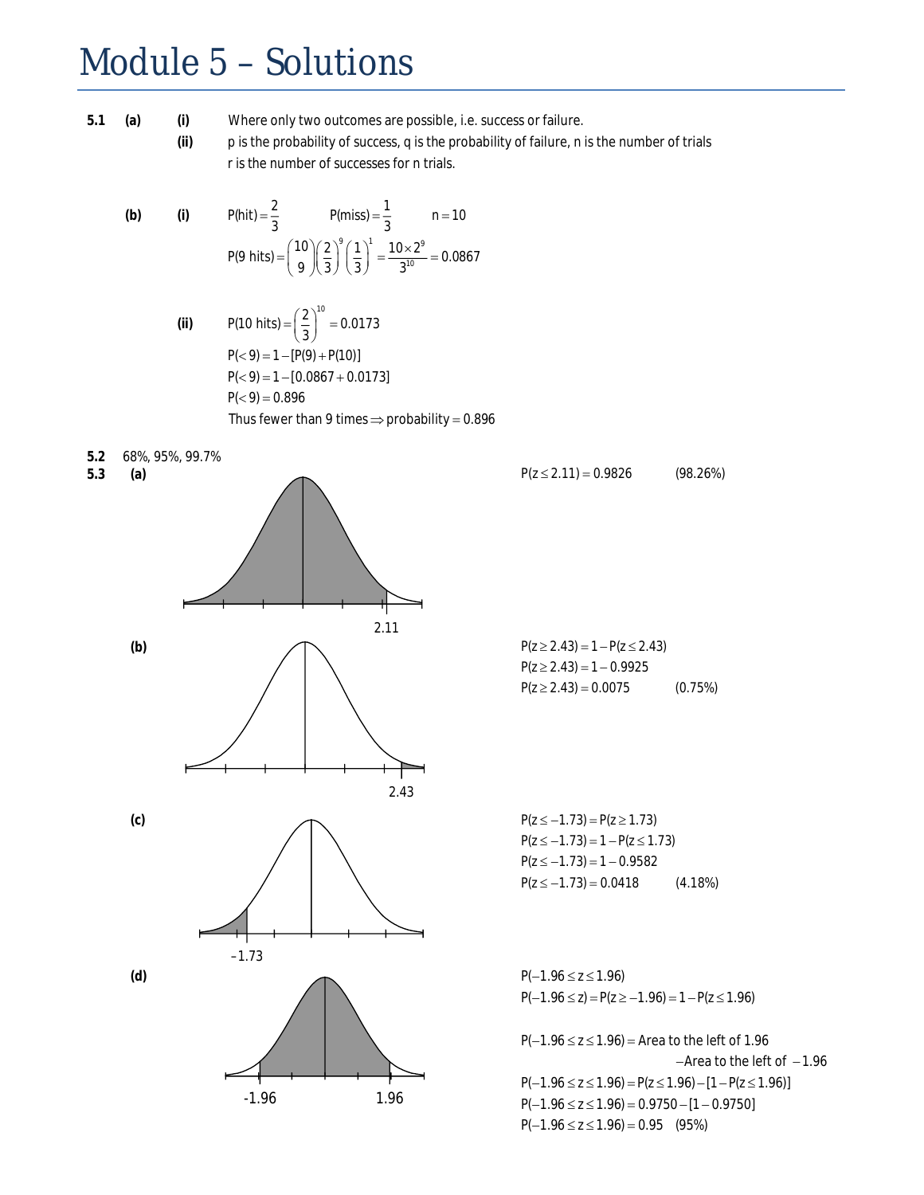# Module 5 – Solutions

**5.1** **(a)** **(i)** Where only two outcomes are possible, i.e. success or failure.

**(ii)** p is the probability of success, q is the probability of failure, n is the number of trials r is the number of successes for n trials.

**(b)** **(i)** $\text{P(hit)} = \frac{2}{3}$ $\quad$ $\text{P(miss)} = \frac{1}{3}$ $\quad$ $n = 10$

$$\text{P(9 hits)} = \binom{10}{9}\left(\frac{2}{3}\right)^9\left(\frac{1}{3}\right)^1 = \frac{10 \times 2^9}{3^{10}} = 0.0867$$

**(ii)** $\text{P(10 hits)} = \left(\frac{2}{3}\right)^{10} = 0.0173$

$\text{P}(<9) = 1 - [\text{P}(9) + \text{P}(10)]$

$\text{P}(<9) = 1 - [0.0867 + 0.0173]$

$\text{P}(<9) = 0.896$

Thus fewer than 9 times $\Rightarrow$ probability $= 0.896$

**5.2** 68%, 95%, 99.7%

**5.3** **(a)**

$P(z \leq 2.11) = 0.9826 \quad (98.26\%)$

**(b)**

$P(z \geq 2.43) = 1 - P(z \leq 2.43)$

$P(z \geq 2.43) = 1 - 0.9925$

$P(z \geq 2.43) = 0.0075 \quad (0.75\%)$

**(c)**

$P(z \leq -1.73) = P(z \geq 1.73)$

$P(z \leq -1.73) = 1 - P(z \leq 1.73)$

$P(z \leq -1.73) = 1 - 0.9582$

$P(z \leq -1.73) = 0.0418 \quad (4.18\%)$

**(d)**

$P(-1.96 \leq z \leq 1.96)$

$P(-1.96 \leq z) = P(z \geq -1.96) = 1 - P(z \leq 1.96)$

$P(-1.96 \leq z \leq 1.96) =$ Area to the left of 1.96 $-$Area to the left of $-1.96$

$P(-1.96 \leq z \leq 1.96) = P(z \leq 1.96) - [1 - P(z \leq 1.96)]$

$P(-1.96 \leq z \leq 1.96) = 0.9750 - [1 - 0.9750]$

$P(-1.96 \leq z \leq 1.96) = 0.95 \quad (95\%)$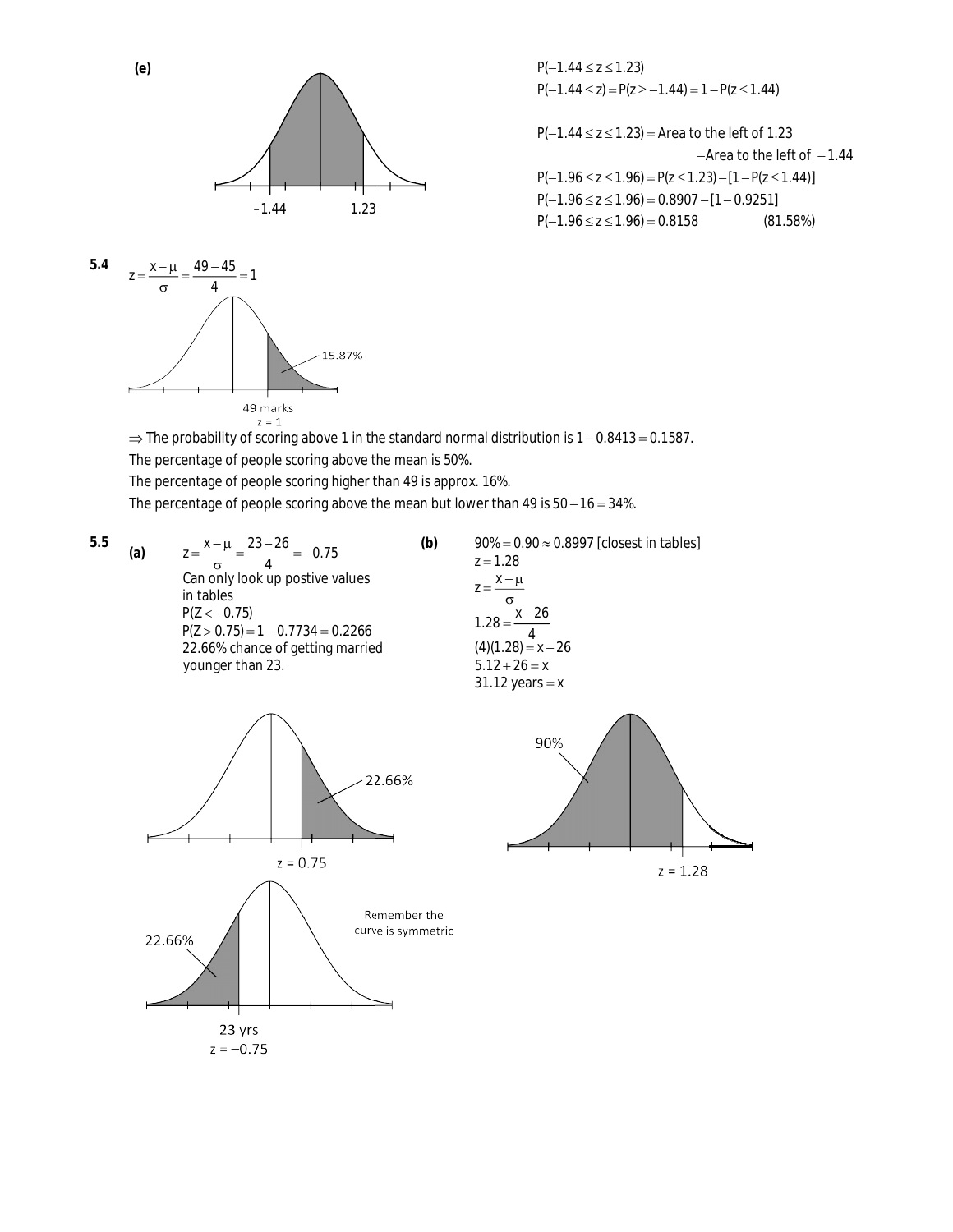**(e)**

-1.44 &nbsp;&nbsp;&nbsp; 1.23

$P(-1.44 \le z \le 1.23)$

$P(-1.44 \le z) = P(z \ge -1.44) = 1 - P(z \le 1.44)$

$P(-1.44 \le z \le 1.23) =$ Area to the left of 1.23 $-$Area to the left of $-1.44$

$P(-1.96 \le z \le 1.96) = P(z \le 1.23) - [1 - P(z \le 1.44)]$

$P(-1.96 \le z \le 1.96) = 0.8907 - [1 - 0.9251]$

$P(-1.96 \le z \le 1.96) = 0.8158$ &nbsp;&nbsp;&nbsp;&nbsp; (81.58%)

**5.4**

$$z = \frac{x-\mu}{\sigma} = \frac{49-45}{4} = 1$$

15.87%

49 marks
$z = 1$

$\Rightarrow$ The probability of scoring above 1 in the standard normal distribution is $1 - 0.8413 = 0.1587$.

The percentage of people scoring above the mean is 50%.

The percentage of people scoring higher than 49 is approx. 16%.

The percentage of people scoring above the mean but lower than 49 is $50 - 16 = 34\%$.

**5.5**

**(a)**

$$z = \frac{x-\mu}{\sigma} = \frac{23-26}{4} = -0.75$$

Can only look up postive values in tables

$P(Z < -0.75)$

$P(Z > 0.75) = 1 - 0.7734 = 0.2266$

22.66% chance of getting married younger than 23.

22.66%

$z = 0.75$

22.66%

Remember the curve is symmetric

23 yrs
$z = -0.75$

**(b)**

$90\% = 0.90 \approx 0.8997$ [closest in tables]

$z = 1.28$

$$z = \frac{x-\mu}{\sigma}$$

$$1.28 = \frac{x-26}{4}$$

$(4)(1.28) = x - 26$

$5.12 + 26 = x$

$31.12$ years $= x$

90%

$z = 1.28$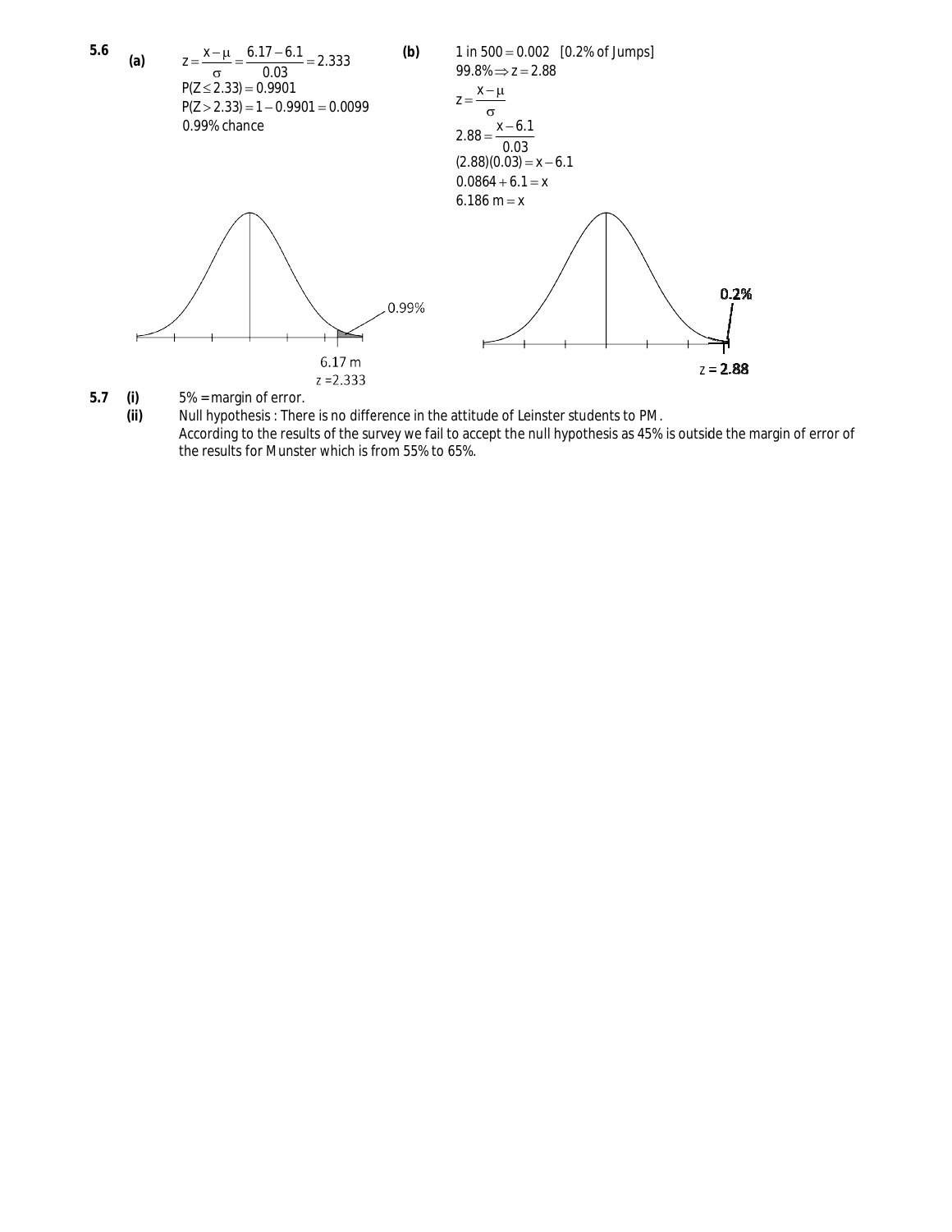**5.6**

**(a)**

$$z = \frac{x-\mu}{\sigma} = \frac{6.17-6.1}{0.03} = 2.333$$

$P(Z \leq 2.33) = 0.9901$

$P(Z > 2.33) = 1 - 0.9901 = 0.0099$

0.99% chance

0.99%

6.17 m

z =2.333

**(b)**

1 in $500 = 0.002$ [0.2% of Jumps]

$99.8\% \Rightarrow z = 2.88$

$$z = \frac{x-\mu}{\sigma}$$

$$2.88 = \frac{x-6.1}{0.03}$$

$(2.88)(0.03) = x - 6.1$

$0.0864 + 6.1 = x$

$6.186 \text{ m} = x$

0.2%

z = 2.88

**5.7** **(i)** 5% = margin of error.

**(ii)** Null hypothesis : There is no difference in the attitude of Leinster students to PM.

According to the results of the survey we fail to accept the null hypothesis as 45% is outside the margin of error of the results for Munster which is from 55% to 65%.